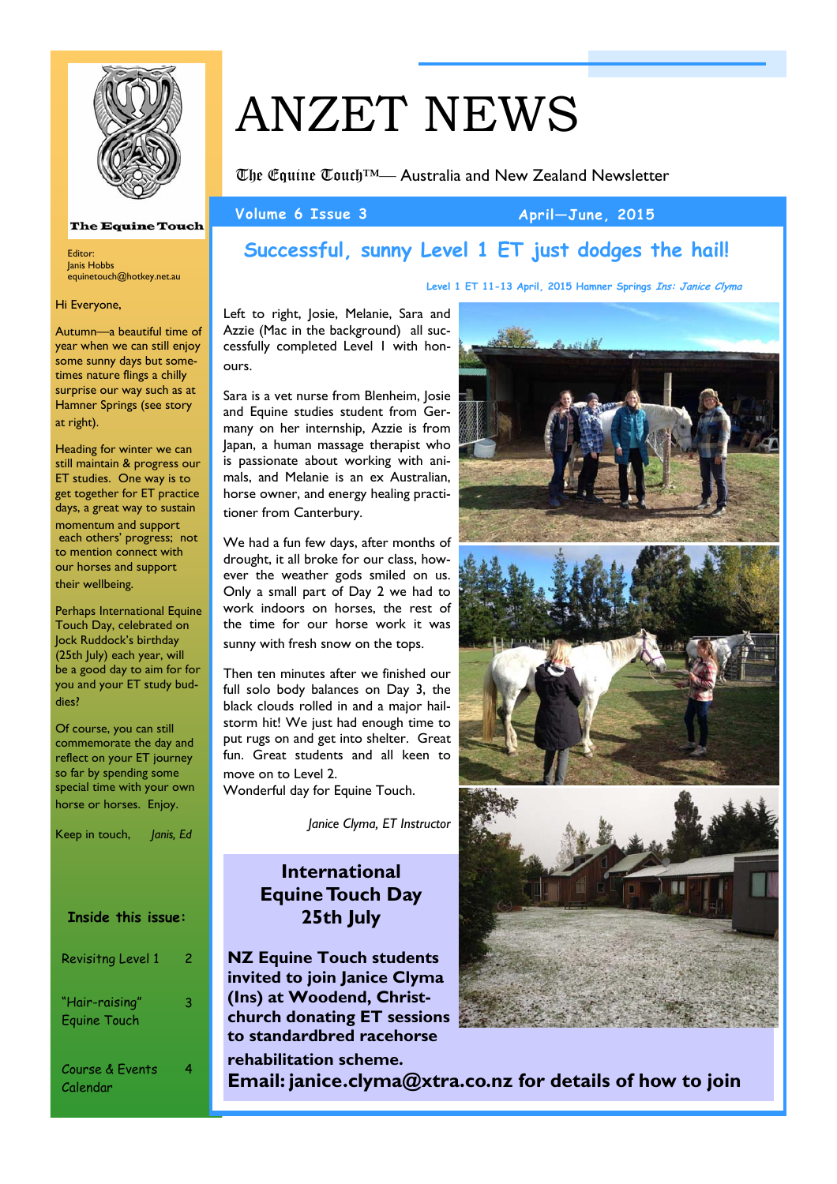# ANZET NEWS

The Equine Touch™— Australia and New Zealand Newsletter

**Volume 6 Issue 3** **April—June, 2015**

The Equine Touch

Editor:
Janis Hobbs
equinetouch@hotkey.net.au

Hi Everyone,

Autumn—a beautiful time of year when we can still enjoy some sunny days but sometimes nature flings a chilly surprise our way such as at Hamner Springs (see story at right).

Heading for winter we can still maintain & progress our ET studies. One way is to get together for ET practice days, a great way to sustain momentum and support each others' progress; not to mention connect with our horses and support their wellbeing.

Perhaps International Equine Touch Day, celebrated on Jock Ruddock's birthday (25th July) each year, will be a good day to aim for for you and your ET study buddies?

Of course, you can still commemorate the day and reflect on your ET journey so far by spending some special time with your own horse or horses. Enjoy.

Keep in touch, *Janis, Ed*

**Inside this issue:**

| | |
|---|---|
| Revisitng Level 1 | 2 |
| "Hair-raising" Equine Touch | 3 |
| Course & Events Calendar | 4 |

## Successful, sunny Level 1 ET just dodges the hail!

Level 1 ET 11-13 April, 2015 Hamner Springs *Ins: Janice Clyma*

Left to right, Josie, Melanie, Sara and Azzie (Mac in the background) all successfully completed Level I with honours.

Sara is a vet nurse from Blenheim, Josie and Equine studies student from Germany on her internship, Azzie is from Japan, a human massage therapist who is passionate about working with animals, and Melanie is an ex Australian, horse owner, and energy healing practitioner from Canterbury.

We had a fun few days, after months of drought, it all broke for our class, however the weather gods smiled on us. Only a small part of Day 2 we had to work indoors on horses, the rest of the time for our horse work it was sunny with fresh snow on the tops.

Then ten minutes after we finished our full solo body balances on Day 3, the black clouds rolled in and a major hailstorm hit! We just had enough time to put rugs on and get into shelter. Great fun. Great students and all keen to move on to Level 2.
Wonderful day for Equine Touch.

*Janice Clyma, ET Instructor*

### International Equine Touch Day 25th July

**NZ Equine Touch students invited to join Janice Clyma (Ins) at Woodend, Christchurch donating ET sessions to standardbred racehorse rehabilitation scheme.**

**Email: janice.clyma@xtra.co.nz for details of how to join**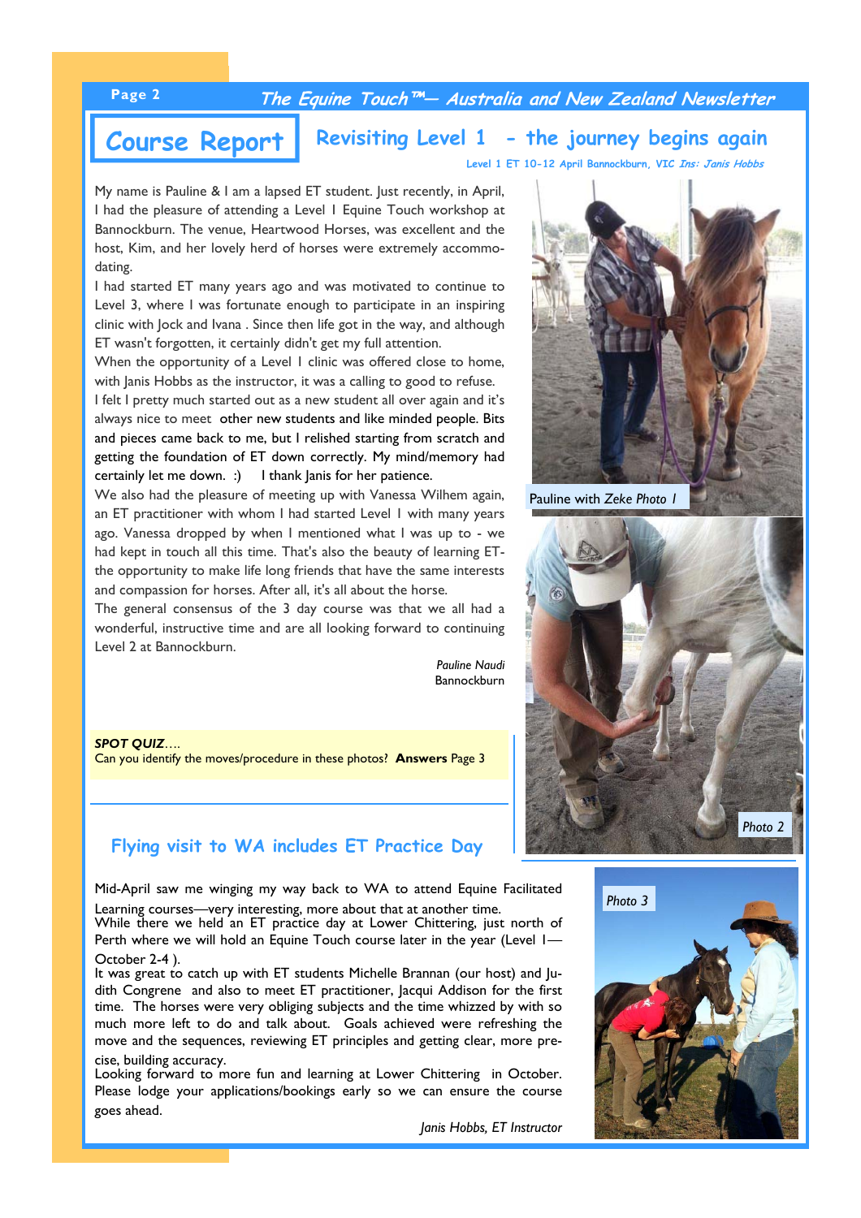# Course Report

## Revisiting Level 1 - the journey begins again

**Level 1 ET 10-12 April Bannockburn, VIC *Ins: Janis Hobbs***

My name is Pauline & I am a lapsed ET student. Just recently, in April, I had the pleasure of attending a Level I Equine Touch workshop at Bannockburn. The venue, Heartwood Horses, was excellent and the host, Kim, and her lovely herd of horses were extremely accommodating.

I had started ET many years ago and was motivated to continue to Level 3, where I was fortunate enough to participate in an inspiring clinic with Jock and Ivana . Since then life got in the way, and although ET wasn't forgotten, it certainly didn't get my full attention.

When the opportunity of a Level I clinic was offered close to home, with Janis Hobbs as the instructor, it was a calling to good to refuse.

I felt I pretty much started out as a new student all over again and it's always nice to meet other new students and like minded people. Bits and pieces came back to me, but I relished starting from scratch and getting the foundation of ET down correctly. My mind/memory had certainly let me down. :) I thank Janis for her patience.

We also had the pleasure of meeting up with Vanessa Wilhem again, an ET practitioner with whom I had started Level I with many years ago. Vanessa dropped by when I mentioned what I was up to - we had kept in touch all this time. That's also the beauty of learning ET- the opportunity to make life long friends that have the same interests and compassion for horses. After all, it's all about the horse.

The general consensus of the 3 day course was that we all had a wonderful, instructive time and are all looking forward to continuing Level 2 at Bannockburn.

*Pauline Naudi*
Bannockburn

Pauline with *Zeke* *Photo 1*

*Photo 2*

***SPOT QUIZ****....*
Can you identify the moves/procedure in these photos? **Answers** Page 3

## Flying visit to WA includes ET Practice Day

Mid-April saw me winging my way back to WA to attend Equine Facilitated Learning courses—very interesting, more about that at another time.

While there we held an ET practice day at Lower Chittering, just north of Perth where we will hold an Equine Touch course later in the year (Level I— October 2-4 ).

It was great to catch up with ET students Michelle Brannan (our host) and Judith Congrene and also to meet ET practitioner, Jacqui Addison for the first time. The horses were very obliging subjects and the time whizzed by with so much more left to do and talk about. Goals achieved were refreshing the move and the sequences, reviewing ET principles and getting clear, more precise, building accuracy.

Looking forward to more fun and learning at Lower Chittering in October. Please lodge your applications/bookings early so we can ensure the course goes ahead.

*Janis Hobbs, ET Instructor*

*Photo 3*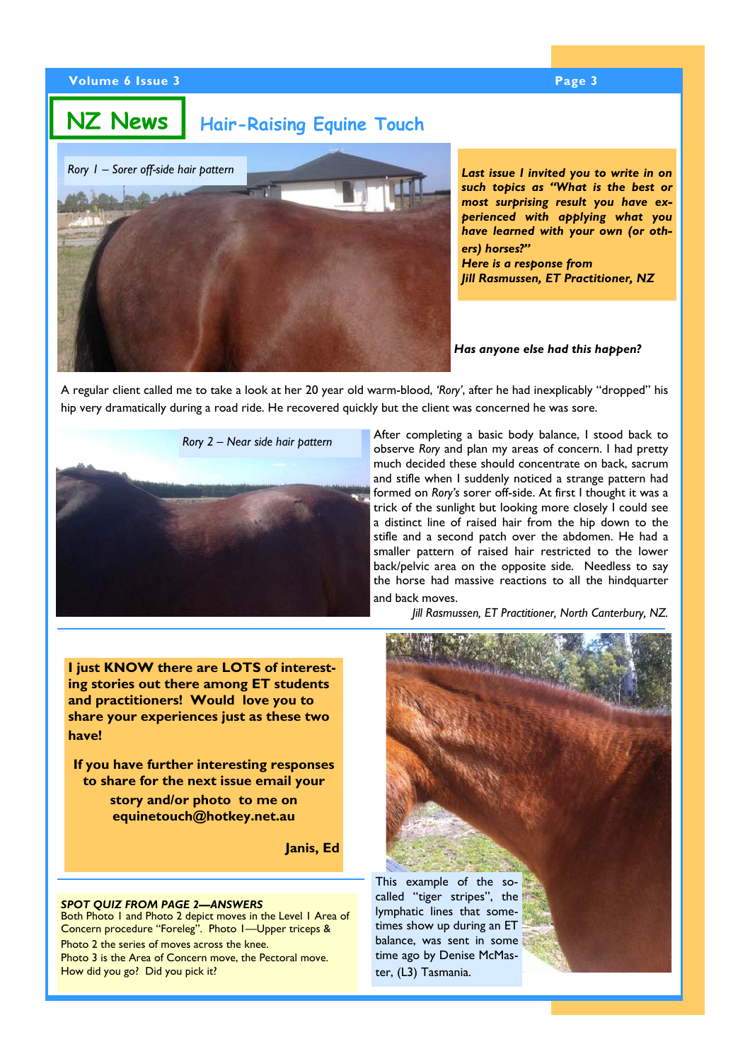# NZ News

## Hair-Raising Equine Touch

Rory 1 – Sorer off-side hair pattern

***Last issue I invited you to write in on such topics as "What is the best or most surprising result you have experienced with applying what you have learned with your own (or others) horses?"***

***Here is a response from Jill Rasmussen, ET Practitioner, NZ***

***Has anyone else had this happen?***

A regular client called me to take a look at her 20 year old warm-blood, *'Rory'*, after he had inexplicably "dropped" his hip very dramatically during a road ride. He recovered quickly but the client was concerned he was sore.

Rory 2 – Near side hair pattern

After completing a basic body balance, I stood back to observe *Rory* and plan my areas of concern. I had pretty much decided these should concentrate on back, sacrum and stifle when I suddenly noticed a strange pattern had formed on *Rory's* sorer off-side. At first I thought it was a trick of the sunlight but looking more closely I could see a distinct line of raised hair from the hip down to the stifle and a second patch over the abdomen. He had a smaller pattern of raised hair restricted to the lower back/pelvic area on the opposite side. Needless to say the horse had massive reactions to all the hindquarter and back moves.

*Jill Rasmussen, ET Practitioner, North Canterbury, NZ.*

**I just KNOW there are LOTS of interesting stories out there among ET students and practitioners! Would love you to share your experiences just as these two have!**

**If you have further interesting responses to share for the next issue email your story and/or photo to me on equinetouch@hotkey.net.au**

**Janis, Ed**

This example of the so-called "tiger stripes", the lymphatic lines that sometimes show up during an ET balance, was sent in some time ago by Denise McMaster, (L3) Tasmania.

***SPOT QUIZ FROM PAGE 2—ANSWERS***

Both Photo 1 and Photo 2 depict moves in the Level 1 Area of Concern procedure "Foreleg". Photo 1—Upper triceps & Photo 2 the series of moves across the knee.

Photo 3 is the Area of Concern move, the Pectoral move.

How did you go? Did you pick it?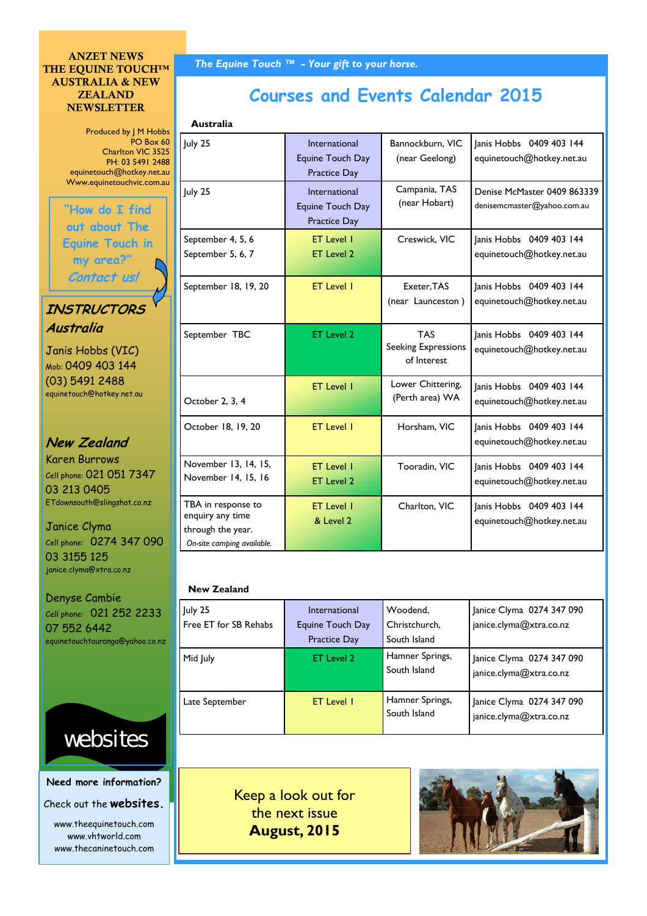ANZET NEWS
THE EQUINE TOUCH™ AUSTRALIA & NEW ZEALAND NEWSLETTER

Produced by J M Hobbs
PO Box 60
Charlton VIC 3525
PH: 03 5491 2488
equinetouch@hotkey.net.au
Www.equinetouchvic.com.au

"How do I find out about The Equine Touch in my area?"
*Contact us!*

## *INSTRUCTORS Australia*

Janis Hobbs (VIC)
Mob: 0409 403 144
(03) 5491 2488
equinetouch@hotkey.net.au

## *New Zealand*

Karen Burrows
Cell phone: 021 051 7347
03 213 0405
ETdownsouth@slingshot.co.nz

Janice Clyma
Cell phone: 0274 347 090
03 3155 125
janice.clyma@xtra.co.nz

Denyse Cambie
Cell phone: 021 252 2233
07 552 6442
equinetouchtauranga@yahoo.co.nz

websites

**Need more information?**

Check out the **websites.**

www.theequinetouch.com
www.vhtworld.com
www.thecaninetouch.com

***The Equine Touch ™ - Your gift to your horse.***

# Courses and Events Calendar 2015

**Australia**

| | | | |
|---|---|---|---|
| July 25 | International Equine Touch Day Practice Day | Bannockburn, VIC (near Geelong) | Janis Hobbs 0409 403 144 equinetouch@hotkey.net.au |
| July 25 | International Equine Touch Day Practice Day | Campania, TAS (near Hobart) | Denise McMaster 0409 863339 denisemcmaster@yahoo.com.au |
| September 4, 5, 6<br>September 5, 6, 7 | ET Level 1<br>ET Level 2 | Creswick, VIC | Janis Hobbs 0409 403 144 equinetouch@hotkey.net.au |
| September 18, 19, 20 | ET Level 1 | Exeter,TAS (near Launceston ) | Janis Hobbs 0409 403 144 equinetouch@hotkey.net.au |
| September TBC | ET Level 2 | TAS Seeking Expressions of Interest | Janis Hobbs 0409 403 144 equinetouch@hotkey.net.au |
| October 2, 3, 4 | ET Level 1 | Lower Chittering, (Perth area) WA | Janis Hobbs 0409 403 144 equinetouch@hotkey.net.au |
| October 18, 19, 20 | ET Level 1 | Horsham, VIC | Janis Hobbs 0409 403 144 equinetouch@hotkey.net.au |
| November 13, 14, 15,<br>November 14, 15, 16 | ET Level 1<br>ET Level 2 | Tooradin, VIC | Janis Hobbs 0409 403 144 equinetouch@hotkey.net.au |
| TBA in response to enquiry any time through the year. *On-site camping available.* | ET Level 1 & Level 2 | Charlton, VIC | Janis Hobbs 0409 403 144 equinetouch@hotkey.net.au |

**New Zealand**

| | | | |
|---|---|---|---|
| July 25<br>Free ET for SB Rehabs | International Equine Touch Day Practice Day | Woodend, Christchurch, South Island | Janice Clyma 0274 347 090 janice.clyma@xtra.co.nz |
| Mid July | ET Level 2 | Hamner Springs, South Island | Janice Clyma 0274 347 090 janice.clyma@xtra.co.nz |
| Late September | ET Level 1 | Hamner Springs, South Island | Janice Clyma 0274 347 090 janice.clyma@xtra.co.nz |

Keep a look out for
the next issue
**August, 2015**